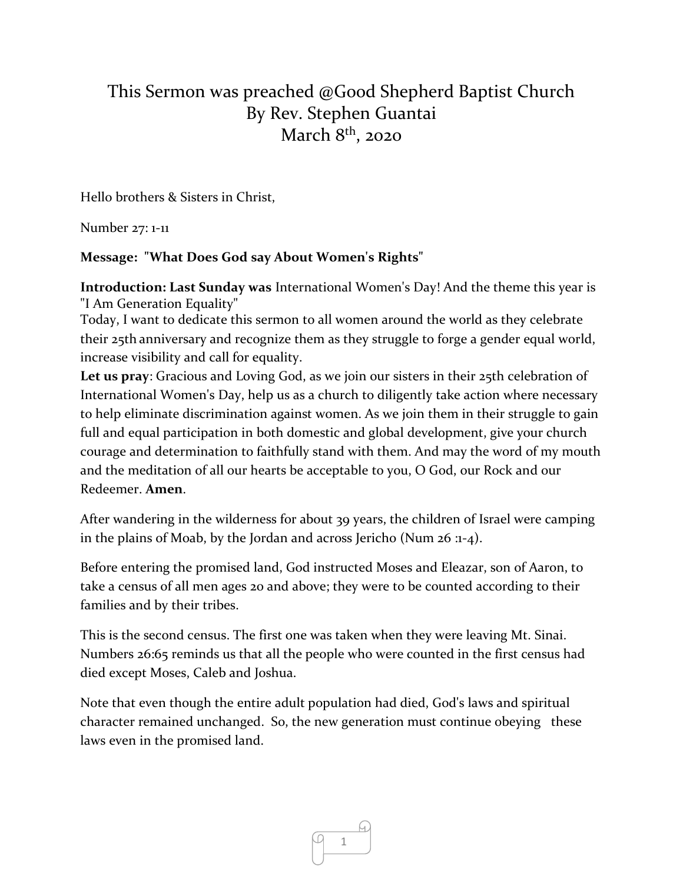# This Sermon was preached @Good Shepherd Baptist Church
# By Rev. Stephen Guantai
# March 8th, 2020

Hello brothers & Sisters in Christ,

Number 27: 1-11

**Message: "What Does God say About Women's Rights"**

**Introduction: Last Sunday was** International Women's Day! And the theme this year is "I Am Generation Equality"
Today, I want to dedicate this sermon to all women around the world as they celebrate their 25th anniversary and recognize them as they struggle to forge a gender equal world, increase visibility and call for equality.

**Let us pray**: Gracious and Loving God, as we join our sisters in their 25th celebration of International Women's Day, help us as a church to diligently take action where necessary to help eliminate discrimination against women. As we join them in their struggle to gain full and equal participation in both domestic and global development, give your church courage and determination to faithfully stand with them. And may the word of my mouth and the meditation of all our hearts be acceptable to you, O God, our Rock and our Redeemer. **Amen**.

After wandering in the wilderness for about 39 years, the children of Israel were camping in the plains of Moab, by the Jordan and across Jericho (Num 26 :1-4).

Before entering the promised land, God instructed Moses and Eleazar, son of Aaron, to take a census of all men ages 20 and above; they were to be counted according to their families and by their tribes.

This is the second census. The first one was taken when they were leaving Mt. Sinai. Numbers 26:65 reminds us that all the people who were counted in the first census had died except Moses, Caleb and Joshua.

Note that even though the entire adult population had died, God's laws and spiritual character remained unchanged. So, the new generation must continue obeying these laws even in the promised land.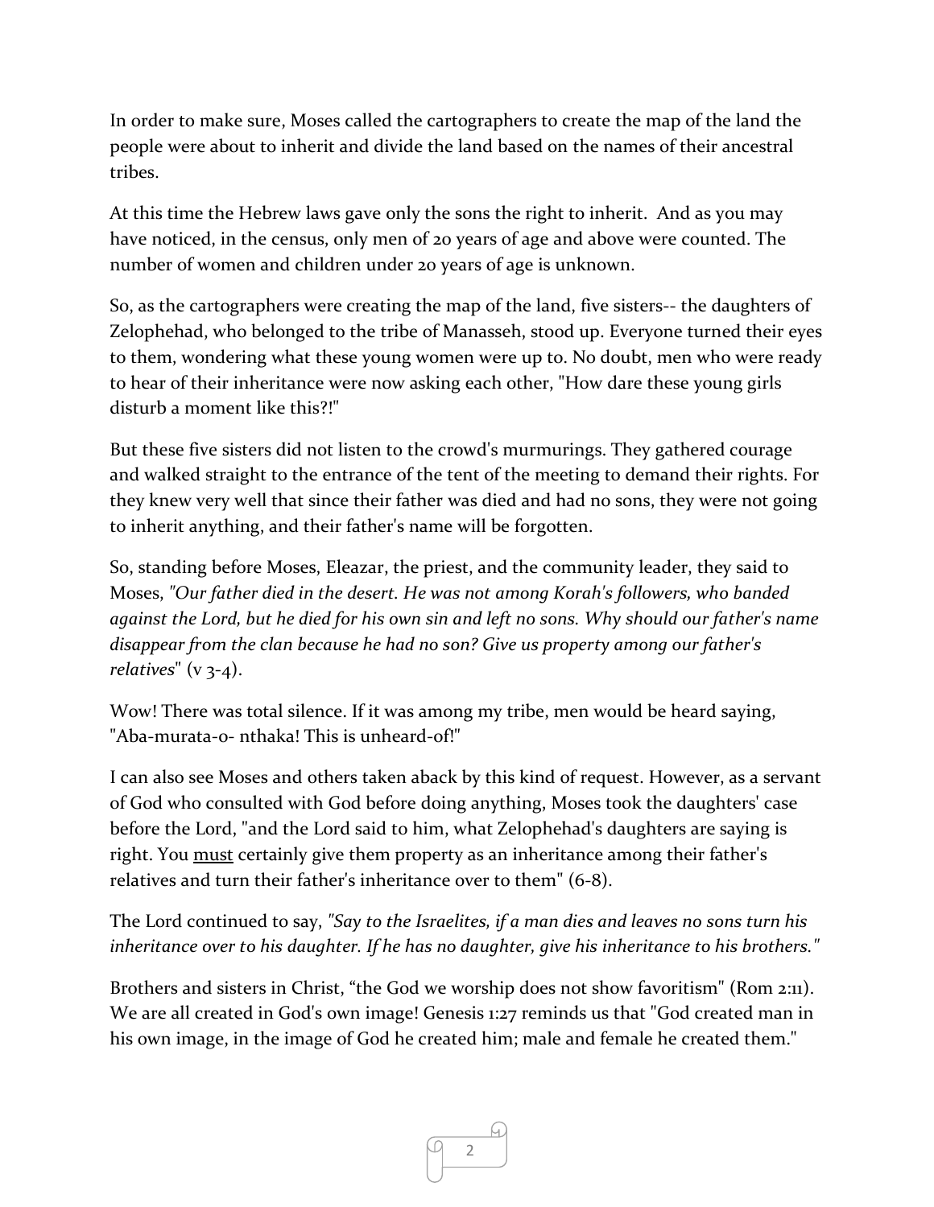In order to make sure, Moses called the cartographers to create the map of the land the people were about to inherit and divide the land based on the names of their ancestral tribes.

At this time the Hebrew laws gave only the sons the right to inherit. And as you may have noticed, in the census, only men of 20 years of age and above were counted. The number of women and children under 20 years of age is unknown.

So, as the cartographers were creating the map of the land, five sisters-- the daughters of Zelophehad, who belonged to the tribe of Manasseh, stood up. Everyone turned their eyes to them, wondering what these young women were up to. No doubt, men who were ready to hear of their inheritance were now asking each other, "How dare these young girls disturb a moment like this?!"

But these five sisters did not listen to the crowd's murmurings. They gathered courage and walked straight to the entrance of the tent of the meeting to demand their rights. For they knew very well that since their father was died and had no sons, they were not going to inherit anything, and their father's name will be forgotten.

So, standing before Moses, Eleazar, the priest, and the community leader, they said to Moses, *"Our father died in the desert. He was not among Korah's followers, who banded against the Lord, but he died for his own sin and left no sons. Why should our father's name disappear from the clan because he had no son? Give us property among our father's relatives*" (v 3-4).

Wow! There was total silence. If it was among my tribe, men would be heard saying, "Aba-murata-o- nthaka! This is unheard-of!"

I can also see Moses and others taken aback by this kind of request. However, as a servant of God who consulted with God before doing anything, Moses took the daughters' case before the Lord, "and the Lord said to him, what Zelophehad's daughters are saying is right. You <u>must</u> certainly give them property as an inheritance among their father's relatives and turn their father's inheritance over to them" (6-8).

The Lord continued to say, *"Say to the Israelites, if a man dies and leaves no sons turn his inheritance over to his daughter. If he has no daughter, give his inheritance to his brothers."*

Brothers and sisters in Christ, "the God we worship does not show favoritism" (Rom 2:11). We are all created in God's own image! Genesis 1:27 reminds us that "God created man in his own image, in the image of God he created him; male and female he created them."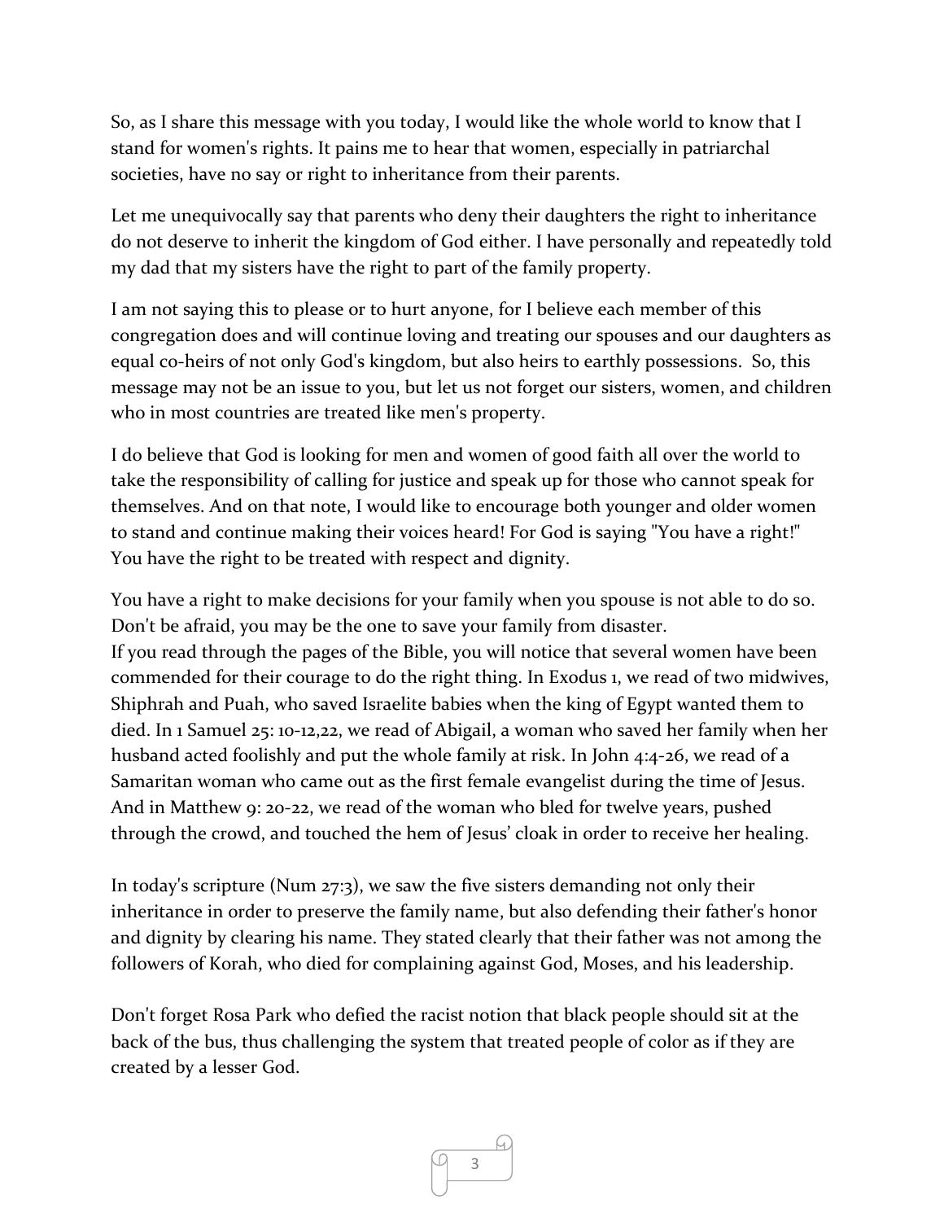So, as I share this message with you today, I would like the whole world to know that I stand for women's rights. It pains me to hear that women, especially in patriarchal societies, have no say or right to inheritance from their parents.

Let me unequivocally say that parents who deny their daughters the right to inheritance do not deserve to inherit the kingdom of God either. I have personally and repeatedly told my dad that my sisters have the right to part of the family property.

I am not saying this to please or to hurt anyone, for I believe each member of this congregation does and will continue loving and treating our spouses and our daughters as equal co-heirs of not only God's kingdom, but also heirs to earthly possessions. So, this message may not be an issue to you, but let us not forget our sisters, women, and children who in most countries are treated like men's property.

I do believe that God is looking for men and women of good faith all over the world to take the responsibility of calling for justice and speak up for those who cannot speak for themselves. And on that note, I would like to encourage both younger and older women to stand and continue making their voices heard! For God is saying "You have a right!" You have the right to be treated with respect and dignity.

You have a right to make decisions for your family when you spouse is not able to do so. Don't be afraid, you may be the one to save your family from disaster.
If you read through the pages of the Bible, you will notice that several women have been commended for their courage to do the right thing. In Exodus 1, we read of two midwives, Shiphrah and Puah, who saved Israelite babies when the king of Egypt wanted them to died. In 1 Samuel 25: 10-12,22, we read of Abigail, a woman who saved her family when her husband acted foolishly and put the whole family at risk. In John 4:4-26, we read of a Samaritan woman who came out as the first female evangelist during the time of Jesus. And in Matthew 9: 20-22, we read of the woman who bled for twelve years, pushed through the crowd, and touched the hem of Jesus' cloak in order to receive her healing.

In today's scripture (Num 27:3), we saw the five sisters demanding not only their inheritance in order to preserve the family name, but also defending their father's honor and dignity by clearing his name. They stated clearly that their father was not among the followers of Korah, who died for complaining against God, Moses, and his leadership.

Don't forget Rosa Park who defied the racist notion that black people should sit at the back of the bus, thus challenging the system that treated people of color as if they are created by a lesser God.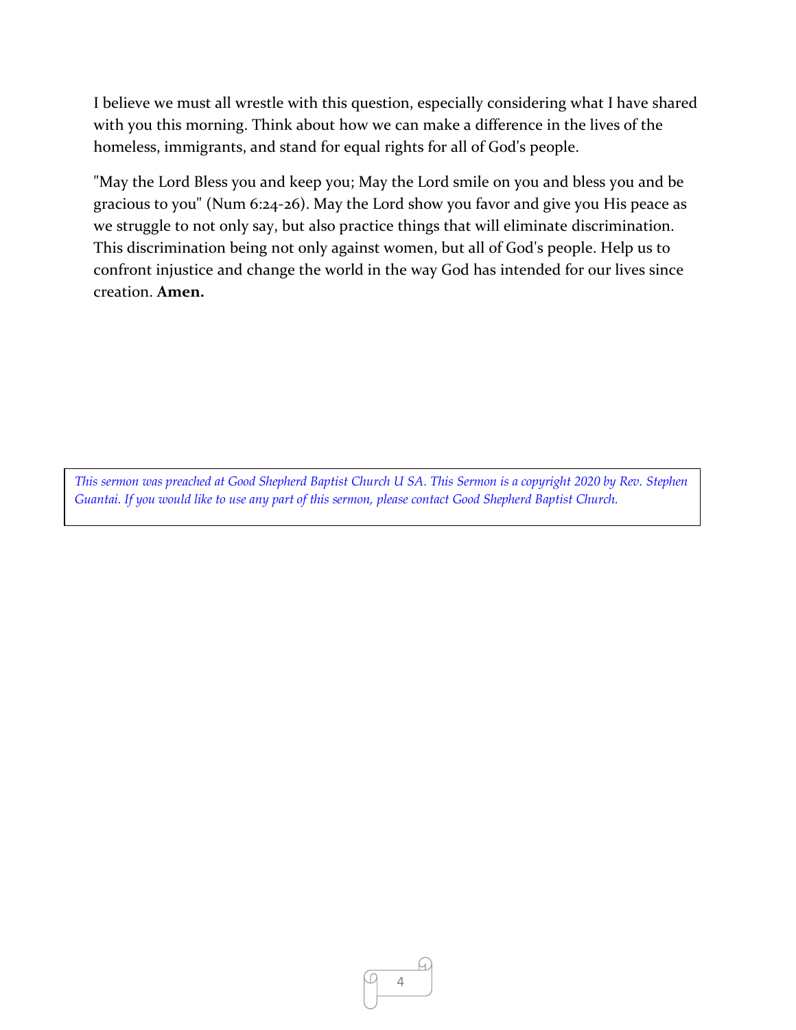I believe we must all wrestle with this question, especially considering what I have shared with you this morning. Think about how we can make a difference in the lives of the homeless, immigrants, and stand for equal rights for all of God's people.

"May the Lord Bless you and keep you; May the Lord smile on you and bless you and be gracious to you" (Num 6:24-26). May the Lord show you favor and give you His peace as we struggle to not only say, but also practice things that will eliminate discrimination. This discrimination being not only against women, but all of God's people. Help us to confront injustice and change the world in the way God has intended for our lives since creation. **Amen.**

*This sermon was preached at Good Shepherd Baptist Church U SA. This Sermon is a copyright 2020 by Rev. Stephen Guantai. If you would like to use any part of this sermon, please contact Good Shepherd Baptist Church.*